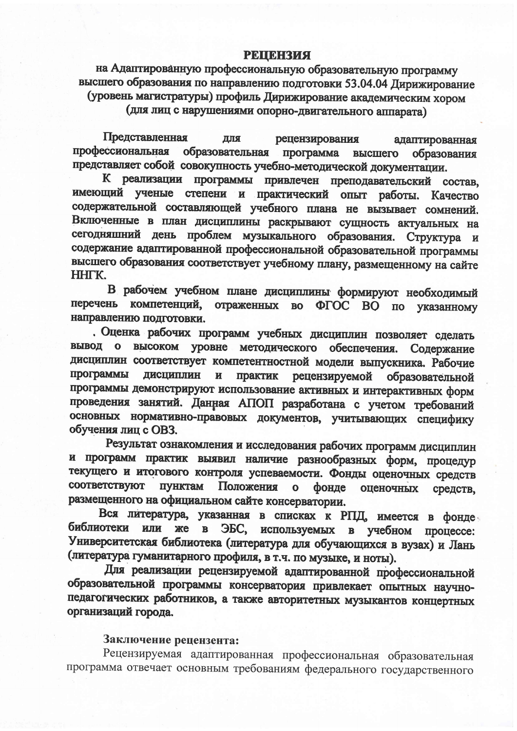# РЕЦЕНЗИЯ

**на Адаптированную профессиональную образовательную программу высшего образования по направлению подготовки 53.04.04 Дирижирование (уровень магистратуры) профиль Дирижирование академическим хором (для лиц с нарушениями опорно-двигательного аппарата)**

**Представленная для рецензирования адаптированная профессиональная образовательная программа высшего образования представляет собой совокупность учебно-методической документации.**

**К реализации программы привлечен преподавательский состав, имеющий ученые степени и практический опыт работы. Качество содержательной составляющей учебного плана не вызывает сомнений. Включенные в план дисциплины раскрывают сущность актуальных на сегодняшний день проблем музыкального образования. Структура и содержание адаптированной профессиональной образовательной программы высшего образования соответствует учебному плану, размещенному на сайте ННГК.**

**В рабочем учебном плане дисциплины формируют необходимый перечень компетенций, отраженных во ФГОС ВО по указанному направлению подготовки.**

**. Оценка рабочих программ учебных дисциплин позволяет сделать вывод о высоком уровне методического обеспечения. Содержание дисциплин соответствует компетентностной модели выпускника. Рабочие программы дисциплин и практик рецензируемой образовательной программы демонстрируют использование активных и интерактивных форм проведения занятий. Данная АПОП разработана с учетом требований основных нормативно-правовых документов, учитывающих специфику обучения лиц с ОВЗ.**

**Результат ознакомления и исследования рабочих программ дисциплин и программ практик выявил наличие разнообразных форм, процедур текущего и итогового контроля успеваемости. Фонды оценочных средств соответствуют пунктам Положения о фонде оценочных средств, размещенного на официальном сайте консерватории.**

**Вся литература, указанная в списках к РПД, имеется в фонде библиотеки или же в ЭБС, используемых в учебном процессе: Университетская библиотека (литература для обучающихся в вузах) и Лань (литература гуманитарного профиля, в т.ч. по музыке, и ноты).**

**Для реализации рецензируемой адаптированной профессиональной образовательной программы консерватория привлекает опытных научно-педагогических работников, а также авторитетных музыкантов концертных организаций города.**

**Заключение рецензента:**

Рецензируемая адаптированная профессиональная образовательная программа отвечает основным требованиям федерального государственного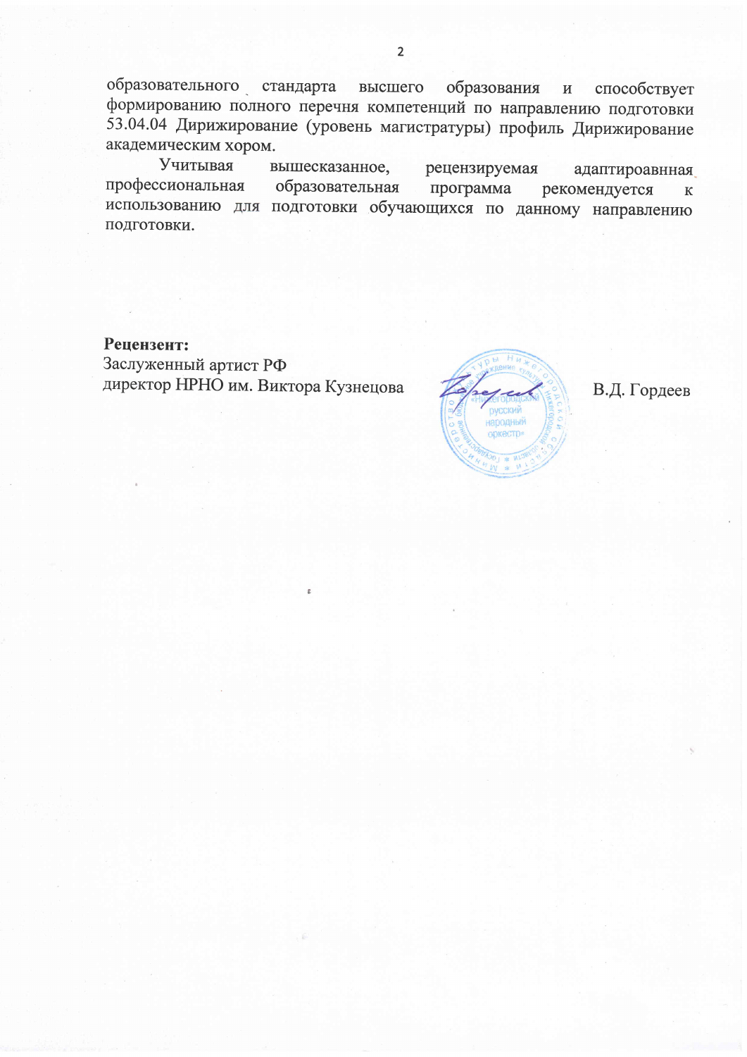образовательного стандарта высшего образования и способствует формированию полного перечня компетенций по направлению подготовки 53.04.04 Дирижирование (уровень магистратуры) профиль Дирижирование академическим хором.

Учитывая вышесказанное, рецензируемая адаптироавнная профессиональная образовательная программа рекомендуется к использованию для подготовки обучающихся по данному направлению подготовки.

**Рецензент:**
Заслуженный артист РФ
директор НРНО им. Виктора Кузнецова В.Д. Гордеев